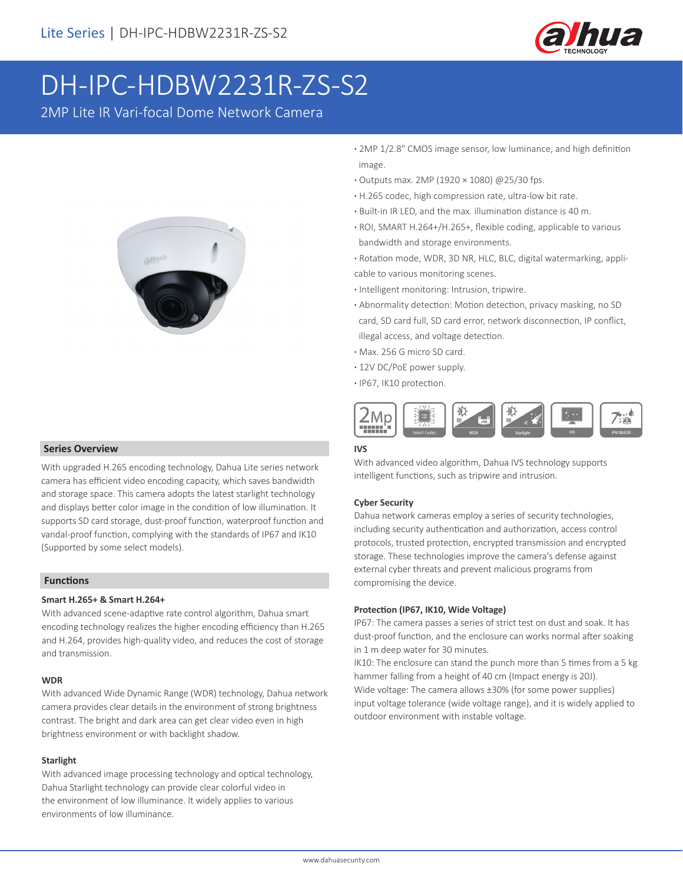Lite Series | DH-IPC-HDBW2231R-ZS-S2

# DH-IPC-HDBW2231R-ZS-S2

2MP Lite IR Vari-focal Dome Network Camera

- 2MP 1/2.8" CMOS image sensor, low luminance, and high definition image.
- Outputs max. 2MP (1920 × 1080) @25/30 fps.
- H.265 codec, high compression rate, ultra-low bit rate.
- Built-in IR LED, and the max. illumination distance is 40 m.
- ROI, SMART H.264+/H.265+, flexible coding, applicable to various bandwidth and storage environments.
- Rotation mode, WDR, 3D NR, HLC, BLC, digital watermarking, applicable to various monitoring scenes.
- Intelligent monitoring: Intrusion, tripwire.
- Abnormality detection: Motion detection, privacy masking, no SD card, SD card full, SD card error, network disconnection, IP conflict, illegal access, and voltage detection.
- Max. 256 G micro SD card.
- 12V DC/PoE power supply.
- IP67, IK10 protection.

## Series Overview

With upgraded H.265 encoding technology, Dahua Lite series network camera has efficient video encoding capacity, which saves bandwidth and storage space. This camera adopts the latest starlight technology and displays better color image in the condition of low illumination. It supports SD card storage, dust-proof function, waterproof function and vandal-proof function, complying with the standards of IP67 and IK10 (Supported by some select models).

## Functions

### Smart H.265+ & Smart H.264+

With advanced scene-adaptive rate control algorithm, Dahua smart encoding technology realizes the higher encoding efficiency than H.265 and H.264, provides high-quality video, and reduces the cost of storage and transmission.

### WDR

With advanced Wide Dynamic Range (WDR) technology, Dahua network camera provides clear details in the environment of strong brightness contrast. The bright and dark area can get clear video even in high brightness environment or with backlight shadow.

### Starlight

With advanced image processing technology and optical technology, Dahua Starlight technology can provide clear colorful video in the environment of low illuminance. It widely applies to various environments of low illuminance.

### IVS

With advanced video algorithm, Dahua IVS technology supports intelligent functions, such as tripwire and intrusion.

### Cyber Security

Dahua network cameras employ a series of security technologies, including security authentication and authorization, access control protocols, trusted protection, encrypted transmission and encrypted storage. These technologies improve the camera's defense against external cyber threats and prevent malicious programs from compromising the device.

### Protection (IP67, IK10, Wide Voltage)

IP67: The camera passes a series of strict test on dust and soak. It has dust-proof function, and the enclosure can works normal after soaking in 1 m deep water for 30 minutes.
IK10: The enclosure can stand the punch more than 5 times from a 5 kg hammer falling from a height of 40 cm (Impact energy is 20J).
Wide voltage: The camera allows ±30% (for some power supplies) input voltage tolerance (wide voltage range), and it is widely applied to outdoor environment with instable voltage.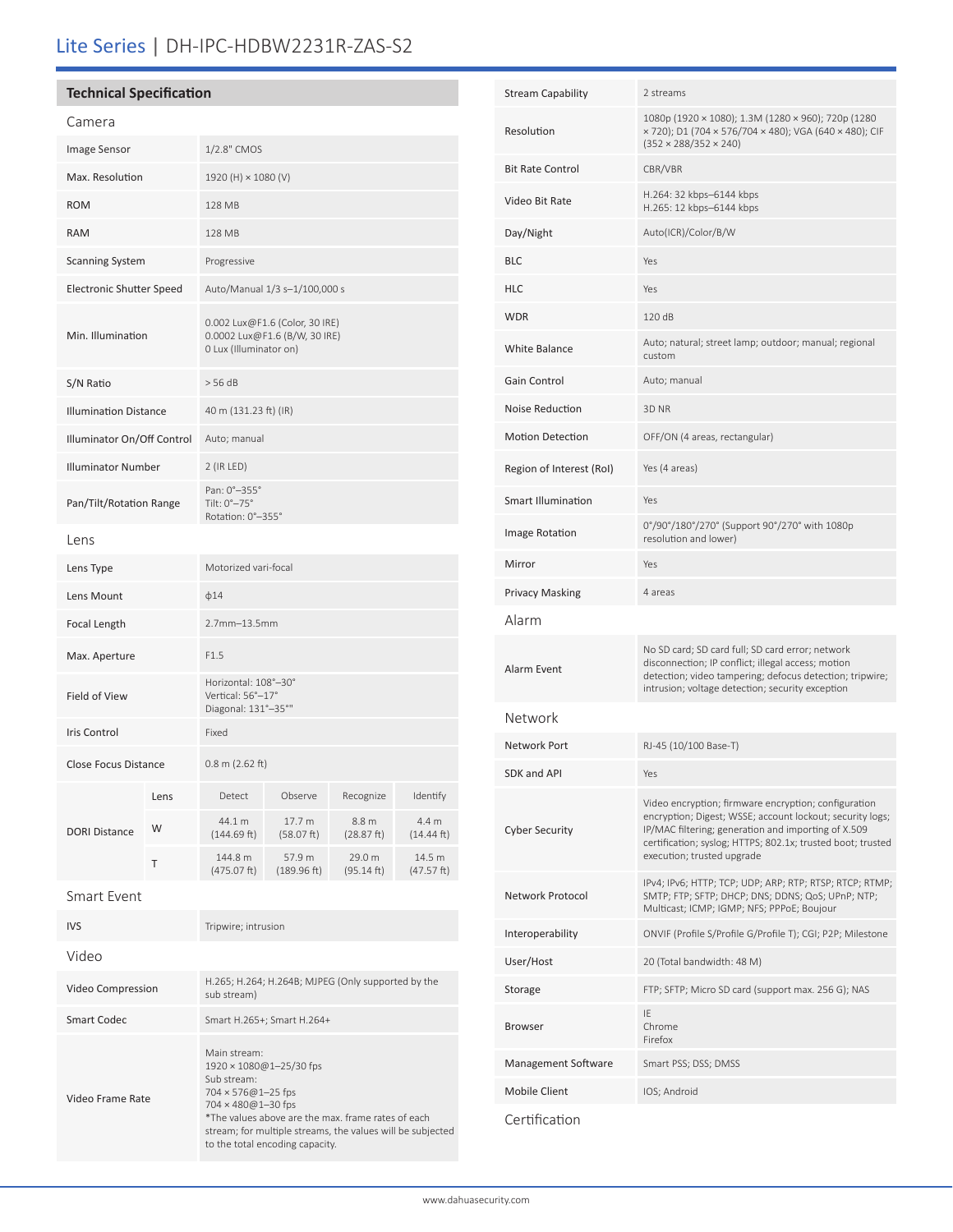# Lite Series | DH-IPC-HDBW2231R-ZAS-S2

## Technical Specification

### Camera

| | |
|---|---|
| Image Sensor | 1/2.8" CMOS |
| Max. Resolution | 1920 (H) × 1080 (V) |
| ROM | 128 MB |
| RAM | 128 MB |
| Scanning System | Progressive |
| Electronic Shutter Speed | Auto/Manual 1/3 s–1/100,000 s |
| Min. Illumination | 0.002 Lux@F1.6 (Color, 30 IRE)<br>0.0002 Lux@F1.6 (B/W, 30 IRE)<br>0 Lux (Illuminator on) |
| S/N Ratio | > 56 dB |
| Illumination Distance | 40 m (131.23 ft) (IR) |
| Illuminator On/Off Control | Auto; manual |
| Illuminator Number | 2 (IR LED) |
| Pan/Tilt/Rotation Range | Pan: 0°–355°<br>Tilt: 0°–75°<br>Rotation: 0°–355° |

### Lens

| | |
|---|---|
| Lens Type | Motorized vari-focal |
| Lens Mount | ϕ14 |
| Focal Length | 2.7mm–13.5mm |
| Max. Aperture | F1.5 |
| Field of View | Horizontal: 108°–30°<br>Vertical: 56°–17°<br>Diagonal: 131°–35°" |
| Iris Control | Fixed |
| Close Focus Distance | 0.8 m (2.62 ft) |

| DORI Distance | Lens | Detect | Observe | Recognize | Identify |
|---|---|---|---|---|---|
| | W | 44.1 m (144.69 ft) | 17.7 m (58.07 ft) | 8.8 m (28.87 ft) | 4.4 m (14.44 ft) |
| | T | 144.8 m (475.07 ft) | 57.9 m (189.96 ft) | 29.0 m (95.14 ft) | 14.5 m (47.57 ft) |

### Smart Event

| | |
|---|---|
| IVS | Tripwire; intrusion |

### Video

| | |
|---|---|
| Video Compression | H.265; H.264; H.264B; MJPEG (Only supported by the sub stream) |
| Smart Codec | Smart H.265+; Smart H.264+ |
| Video Frame Rate | Main stream:<br>1920 × 1080@1–25/30 fps<br>Sub stream:<br>704 × 576@1–25 fps<br>704 × 480@1–30 fps<br>*The values above are the max. frame rates of each stream; for multiple streams, the values will be subjected to the total encoding capacity. |
| Stream Capability | 2 streams |
| Resolution | 1080p (1920 × 1080); 1.3M (1280 × 960); 720p (1280 × 720); D1 (704 × 576/704 × 480); VGA (640 × 480); CIF (352 × 288/352 × 240) |
| Bit Rate Control | CBR/VBR |
| Video Bit Rate | H.264: 32 kbps–6144 kbps<br>H.265: 12 kbps–6144 kbps |
| Day/Night | Auto(ICR)/Color/B/W |
| BLC | Yes |
| HLC | Yes |
| WDR | 120 dB |
| White Balance | Auto; natural; street lamp; outdoor; manual; regional custom |
| Gain Control | Auto; manual |
| Noise Reduction | 3D NR |
| Motion Detection | OFF/ON (4 areas, rectangular) |
| Region of Interest (RoI) | Yes (4 areas) |
| Smart Illumination | Yes |
| Image Rotation | 0°/90°/180°/270° (Support 90°/270° with 1080p resolution and lower) |
| Mirror | Yes |
| Privacy Masking | 4 areas |

### Alarm

| | |
|---|---|
| Alarm Event | No SD card; SD card full; SD card error; network disconnection; IP conflict; illegal access; motion detection; video tampering; defocus detection; tripwire; intrusion; voltage detection; security exception |

### Network

| | |
|---|---|
| Network Port | RJ-45 (10/100 Base-T) |
| SDK and API | Yes |
| Cyber Security | Video encryption; firmware encryption; configuration encryption; Digest; WSSE; account lockout; security logs; IP/MAC filtering; generation and importing of X.509 certification; syslog; HTTPS; 802.1x; trusted boot; trusted execution; trusted upgrade |
| Network Protocol | IPv4; IPv6; HTTP; TCP; UDP; ARP; RTP; RTSP; RTCP; RTMP; SMTP; FTP; SFTP; DHCP; DNS; DDNS; QoS; UPnP; NTP; Multicast; ICMP; IGMP; NFS; PPPoE; Boujour |
| Interoperability | ONVIF (Profile S/Profile G/Profile T); CGI; P2P; Milestone |
| User/Host | 20 (Total bandwidth: 48 M) |
| Storage | FTP; SFTP; Micro SD card (support max. 256 G); NAS |
| Browser | IE<br>Chrome<br>Firefox |
| Management Software | Smart PSS; DSS; DMSS |
| Mobile Client | IOS; Android |

### Certification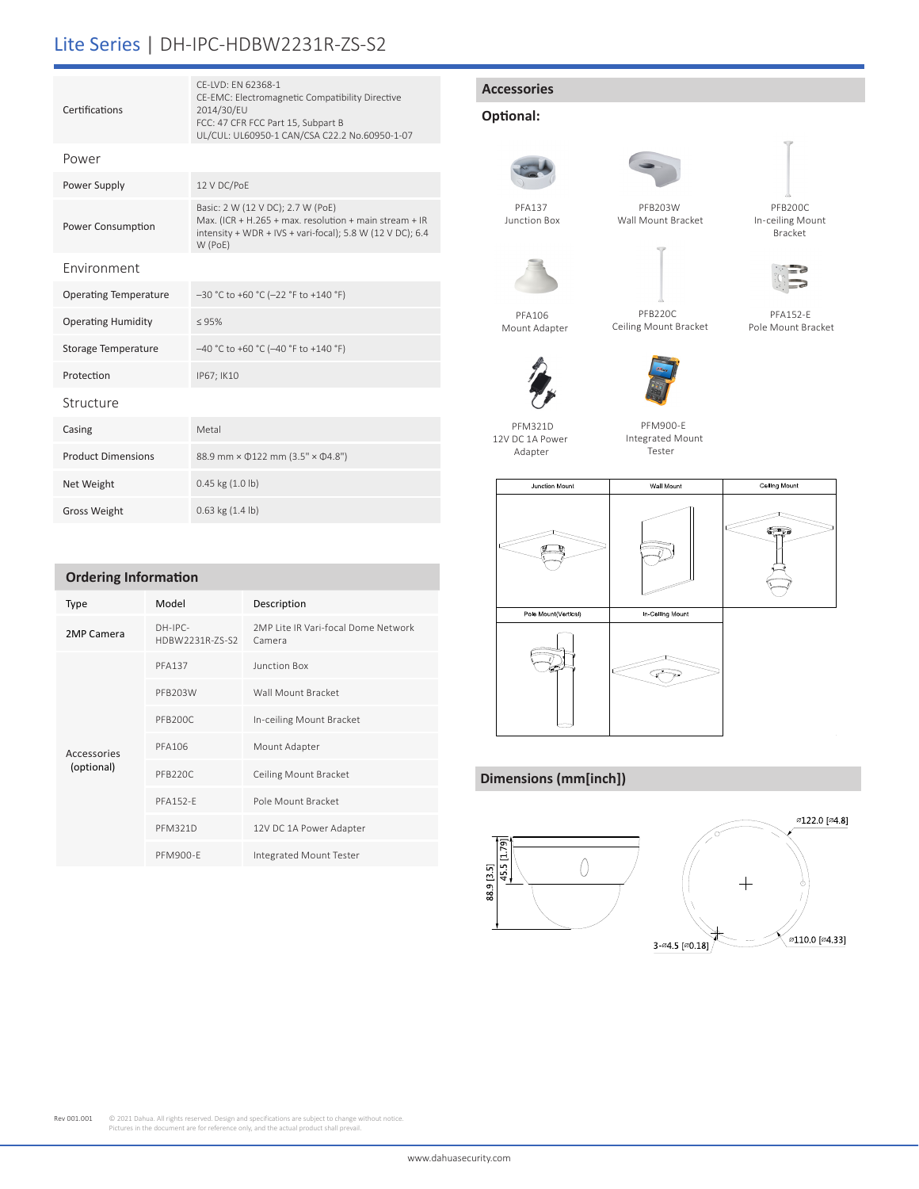# Lite Series | DH-IPC-HDBW2231R-ZS-S2

| | |
|---|---|
| Certifications | CE-LVD: EN 62368-1<br>CE-EMC: Electromagnetic Compatibility Directive 2014/30/EU<br>FCC: 47 CFR FCC Part 15, Subpart B<br>UL/CUL: UL60950-1 CAN/CSA C22.2 No.60950-1-07 |
| **Power** | |
| Power Supply | 12 V DC/PoE |
| Power Consumption | Basic: 2 W (12 V DC); 2.7 W (PoE)<br>Max. (ICR + H.265 + max. resolution + main stream + IR intensity + WDR + IVS + vari-focal): 5.8 W (12 V DC); 6.4 W (PoE) |
| **Environment** | |
| Operating Temperature | –30 °C to +60 °C (–22 °F to +140 °F) |
| Operating Humidity | ≤ 95% |
| Storage Temperature | –40 °C to +60 °C (–40 °F to +140 °F) |
| Protection | IP67; IK10 |
| **Structure** | |
| Casing | Metal |
| Product Dimensions | 88.9 mm × Φ122 mm (3.5" × Φ4.8") |
| Net Weight | 0.45 kg (1.0 lb) |
| Gross Weight | 0.63 kg (1.4 lb) |

## Ordering Information

| Type | Model | Description |
|---|---|---|
| 2MP Camera | DH-IPC-HDBW2231R-ZS-S2 | 2MP Lite IR Vari-focal Dome Network Camera |
| Accessories (optional) | PFA137 | Junction Box |
| | PFB203W | Wall Mount Bracket |
| | PFB200C | In-ceiling Mount Bracket |
| | PFA106 | Mount Adapter |
| | PFB220C | Ceiling Mount Bracket |
| | PFA152-E | Pole Mount Bracket |
| | PFM321D | 12V DC 1A Power Adapter |
| | PFM900-E | Integrated Mount Tester |

## Accessories

**Optional:**

PFA137
Junction Box

PFB203W
Wall Mount Bracket

PFB200C
In-ceiling Mount Bracket

PFA106
Mount Adapter

PFB220C
Ceiling Mount Bracket

PFA152-E
Pole Mount Bracket

PFM321D
12V DC 1A Power Adapter

PFM900-E
Integrated Mount Tester

Junction Mount

Wall Mount

Ceiling Mount

Pole Mount(Vertical)

In-Ceiling Mount

## Dimensions (mm[inch])

88.9 [3.5]

45.5 [1.79]

⌀122.0 [⌀4.8]

⌀110.0 [⌀4.33]

3-⌀4.5 [⌀0.18]

Rev 001.001 © 2021 Dahua. All rights reserved. Design and specifications are subject to change without notice.
Pictures in the document are for reference only, and the actual product shall prevail.

www.dahuasecurity.com